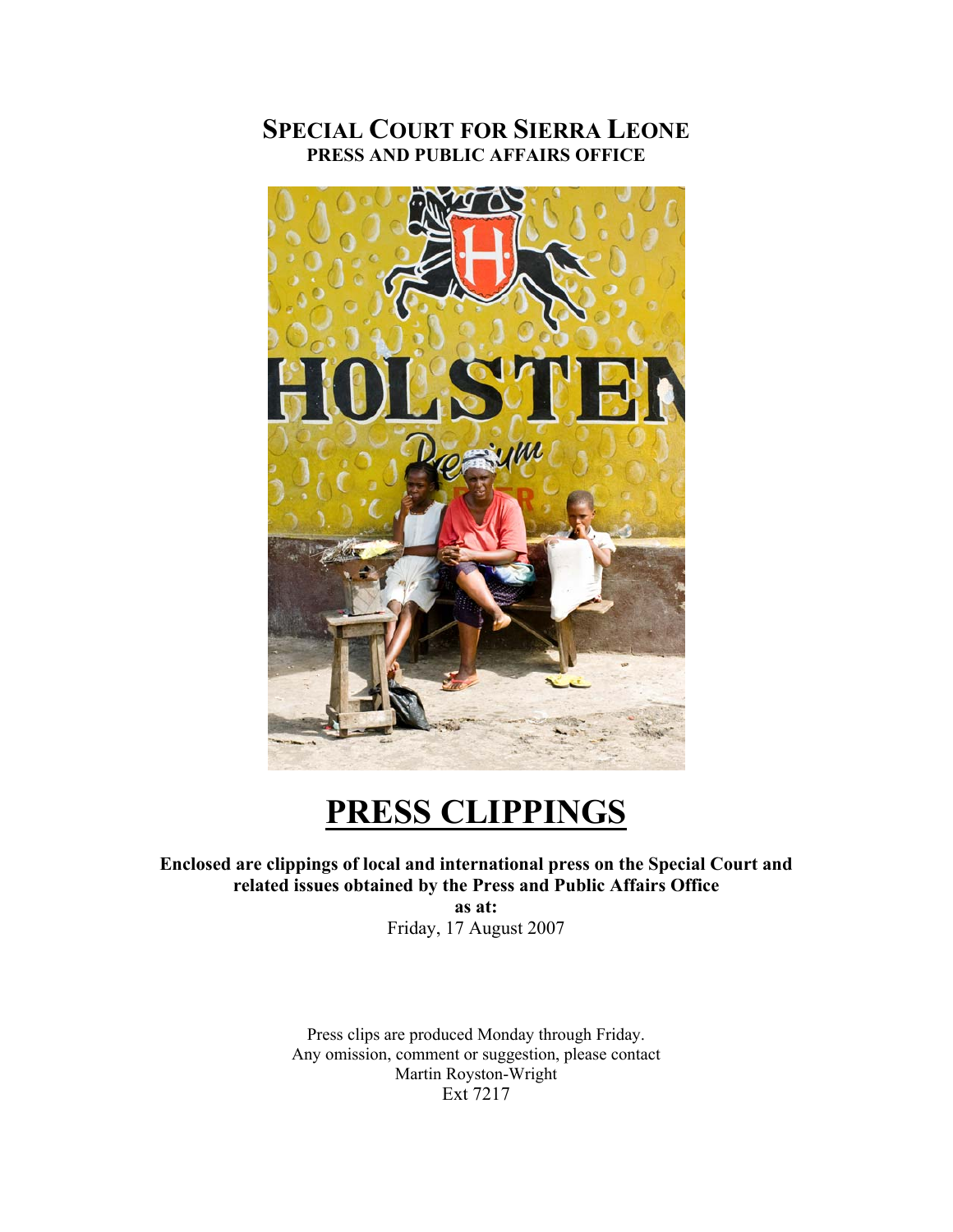# SPECIAL COURT FOR SIERRA LEONE

## PRESS AND PUBLIC AFFAIRS OFFICE

# PRESS CLIPPINGS

**Enclosed are clippings of local and international press on the Special Court and related issues obtained by the Press and Public Affairs Office**

**as at:**

Friday, 17 August 2007

Press clips are produced Monday through Friday.
Any omission, comment or suggestion, please contact
Martin Royston-Wright
Ext 7217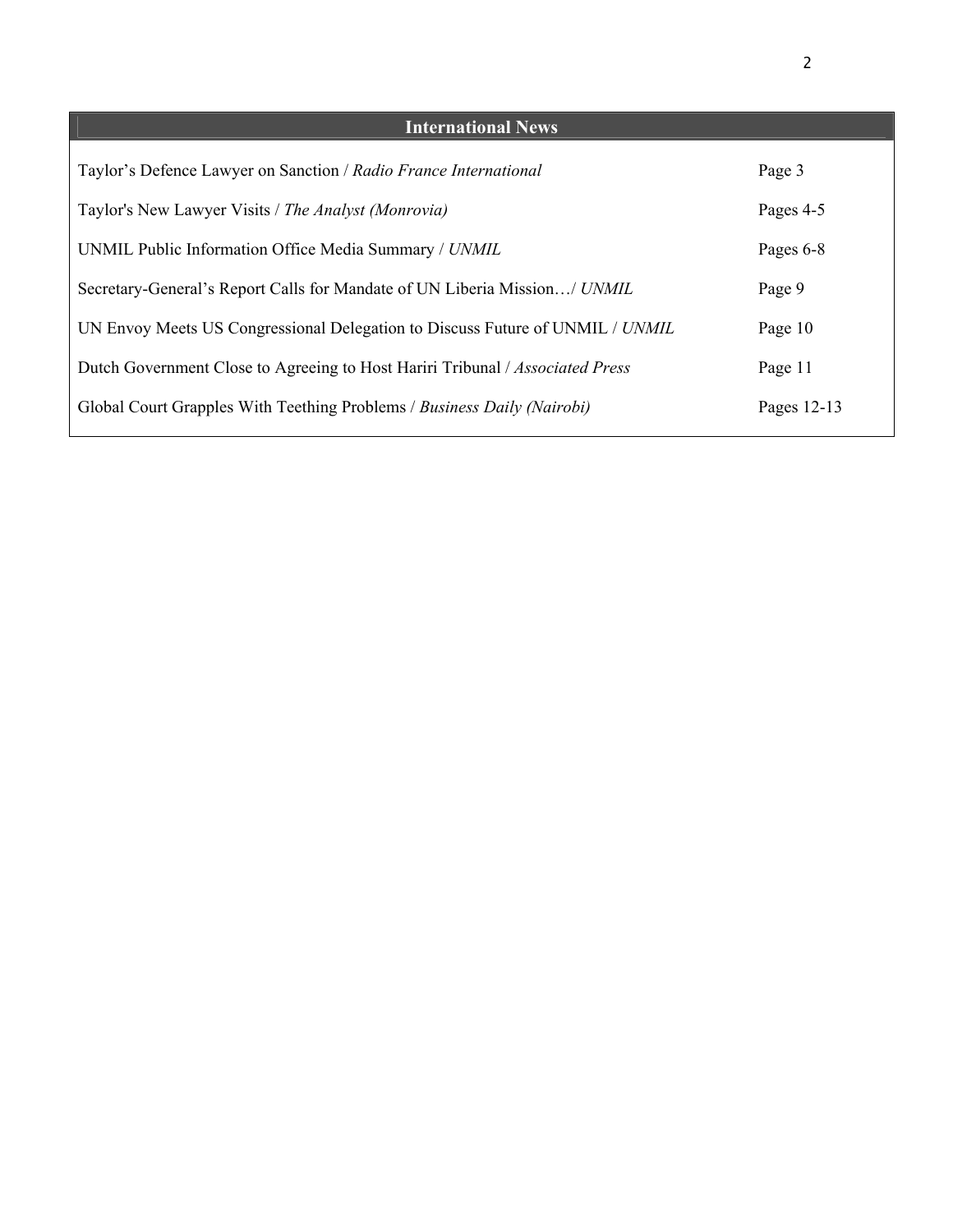## International News

| | |
|---|---|
| Taylor's Defence Lawyer on Sanction / *Radio France International* | Page 3 |
| Taylor's New Lawyer Visits / *The Analyst (Monrovia)* | Pages 4-5 |
| UNMIL Public Information Office Media Summary / *UNMIL* | Pages 6-8 |
| Secretary-General's Report Calls for Mandate of UN Liberia Mission…/ *UNMIL* | Page 9 |
| UN Envoy Meets US Congressional Delegation to Discuss Future of UNMIL / *UNMIL* | Page 10 |
| Dutch Government Close to Agreeing to Host Hariri Tribunal / *Associated Press* | Page 11 |
| Global Court Grapples With Teething Problems / *Business Daily (Nairobi)* | Pages 12-13 |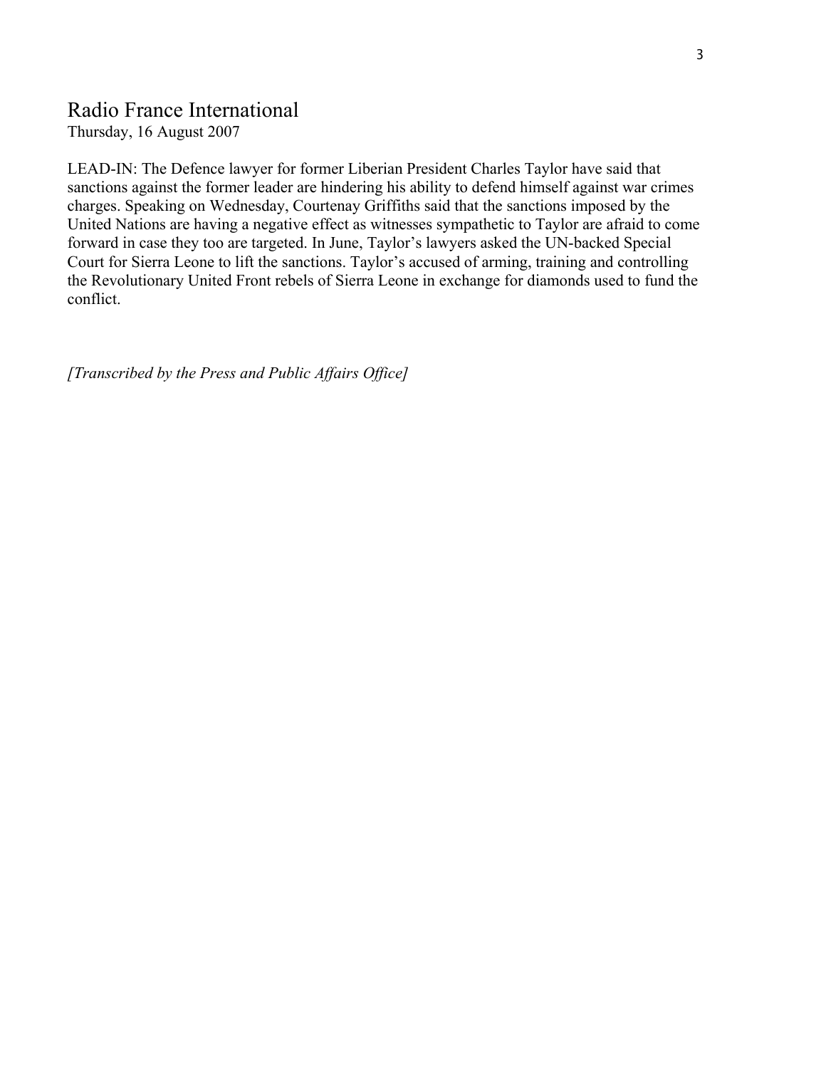## Radio France International

Thursday, 16 August 2007

LEAD-IN: The Defence lawyer for former Liberian President Charles Taylor have said that sanctions against the former leader are hindering his ability to defend himself against war crimes charges. Speaking on Wednesday, Courtenay Griffiths said that the sanctions imposed by the United Nations are having a negative effect as witnesses sympathetic to Taylor are afraid to come forward in case they too are targeted. In June, Taylor's lawyers asked the UN-backed Special Court for Sierra Leone to lift the sanctions. Taylor's accused of arming, training and controlling the Revolutionary United Front rebels of Sierra Leone in exchange for diamonds used to fund the conflict.

*[Transcribed by the Press and Public Affairs Office]*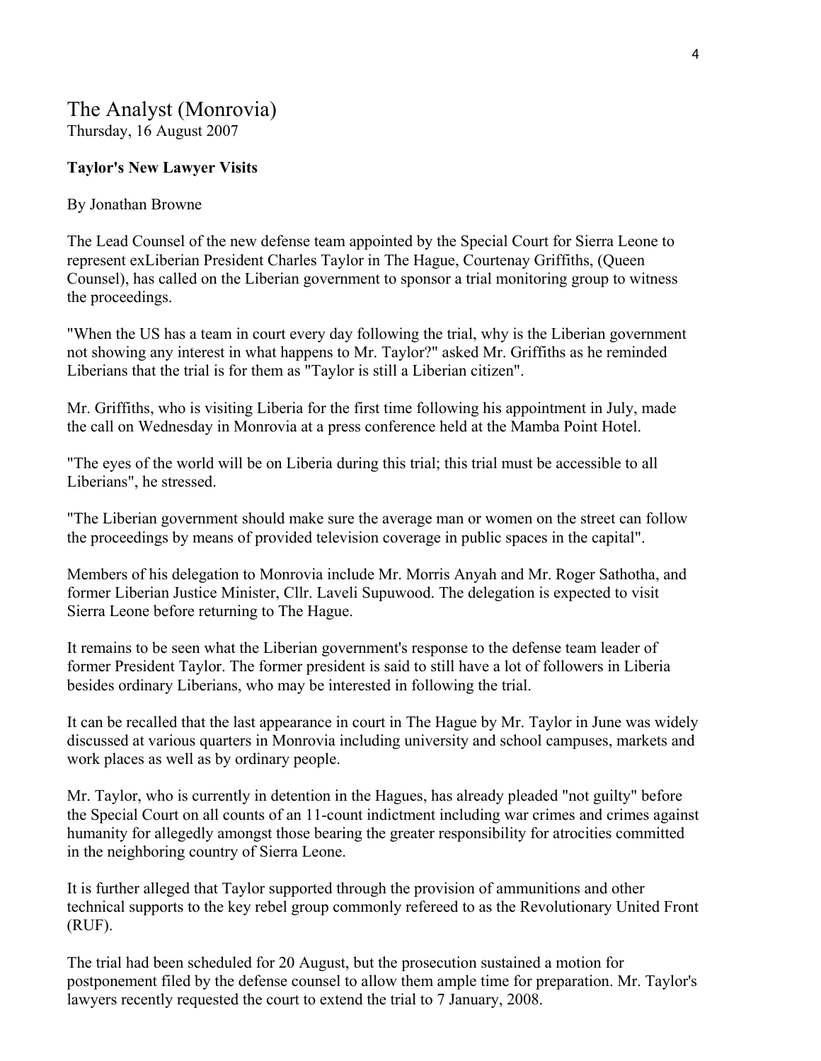## The Analyst (Monrovia)

Thursday, 16 August 2007

**Taylor's New Lawyer Visits**

By Jonathan Browne

The Lead Counsel of the new defense team appointed by the Special Court for Sierra Leone to represent exLiberian President Charles Taylor in The Hague, Courtenay Griffiths, (Queen Counsel), has called on the Liberian government to sponsor a trial monitoring group to witness the proceedings.

"When the US has a team in court every day following the trial, why is the Liberian government not showing any interest in what happens to Mr. Taylor?" asked Mr. Griffiths as he reminded Liberians that the trial is for them as "Taylor is still a Liberian citizen".

Mr. Griffiths, who is visiting Liberia for the first time following his appointment in July, made the call on Wednesday in Monrovia at a press conference held at the Mamba Point Hotel.

"The eyes of the world will be on Liberia during this trial; this trial must be accessible to all Liberians", he stressed.

"The Liberian government should make sure the average man or women on the street can follow the proceedings by means of provided television coverage in public spaces in the capital".

Members of his delegation to Monrovia include Mr. Morris Anyah and Mr. Roger Sathotha, and former Liberian Justice Minister, Cllr. Laveli Supuwood. The delegation is expected to visit Sierra Leone before returning to The Hague.

It remains to be seen what the Liberian government's response to the defense team leader of former President Taylor. The former president is said to still have a lot of followers in Liberia besides ordinary Liberians, who may be interested in following the trial.

It can be recalled that the last appearance in court in The Hague by Mr. Taylor in June was widely discussed at various quarters in Monrovia including university and school campuses, markets and work places as well as by ordinary people.

Mr. Taylor, who is currently in detention in the Hagues, has already pleaded "not guilty" before the Special Court on all counts of an 11-count indictment including war crimes and crimes against humanity for allegedly amongst those bearing the greater responsibility for atrocities committed in the neighboring country of Sierra Leone.

It is further alleged that Taylor supported through the provision of ammunitions and other technical supports to the key rebel group commonly refereed to as the Revolutionary United Front (RUF).

The trial had been scheduled for 20 August, but the prosecution sustained a motion for postponement filed by the defense counsel to allow them ample time for preparation. Mr. Taylor's lawyers recently requested the court to extend the trial to 7 January, 2008.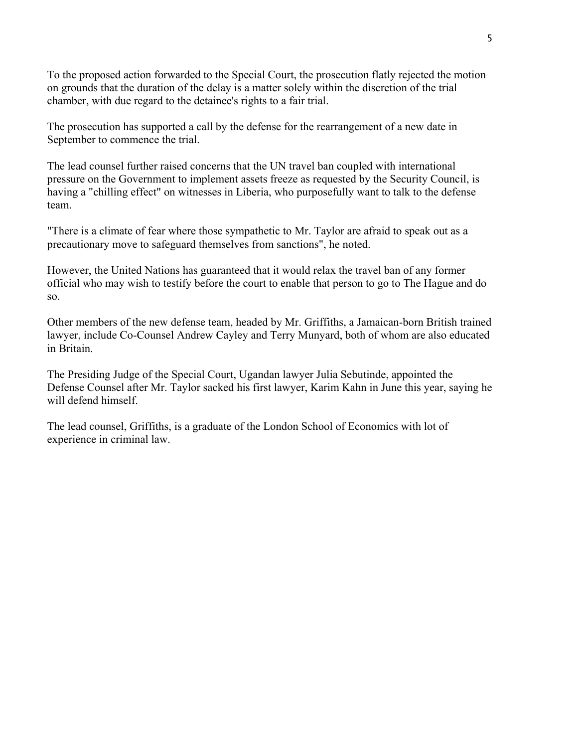To the proposed action forwarded to the Special Court, the prosecution flatly rejected the motion on grounds that the duration of the delay is a matter solely within the discretion of the trial chamber, with due regard to the detainee's rights to a fair trial.

The prosecution has supported a call by the defense for the rearrangement of a new date in September to commence the trial.

The lead counsel further raised concerns that the UN travel ban coupled with international pressure on the Government to implement assets freeze as requested by the Security Council, is having a "chilling effect" on witnesses in Liberia, who purposefully want to talk to the defense team.

"There is a climate of fear where those sympathetic to Mr. Taylor are afraid to speak out as a precautionary move to safeguard themselves from sanctions", he noted.

However, the United Nations has guaranteed that it would relax the travel ban of any former official who may wish to testify before the court to enable that person to go to The Hague and do so.

Other members of the new defense team, headed by Mr. Griffiths, a Jamaican-born British trained lawyer, include Co-Counsel Andrew Cayley and Terry Munyard, both of whom are also educated in Britain.

The Presiding Judge of the Special Court, Ugandan lawyer Julia Sebutinde, appointed the Defense Counsel after Mr. Taylor sacked his first lawyer, Karim Kahn in June this year, saying he will defend himself.

The lead counsel, Griffiths, is a graduate of the London School of Economics with lot of experience in criminal law.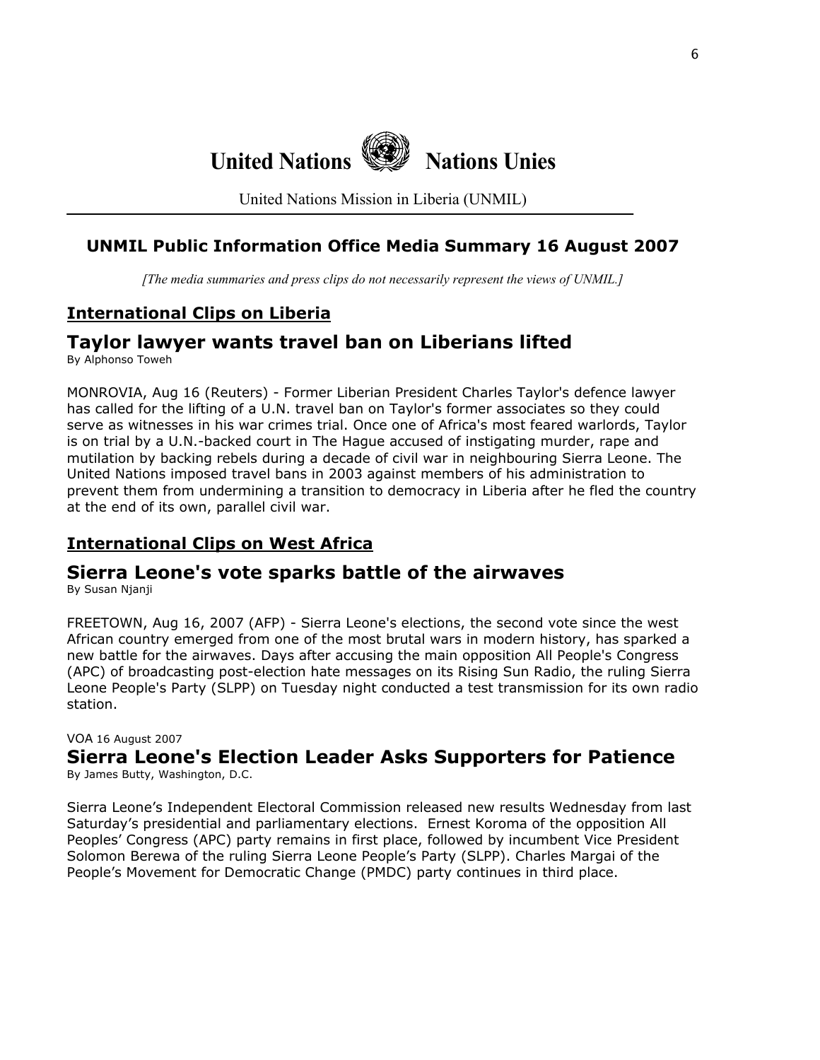United Nations Nations Unies

United Nations Mission in Liberia (UNMIL)

## UNMIL Public Information Office Media Summary 16 August 2007

*[The media summaries and press clips do not necessarily represent the views of UNMIL.]*

## International Clips on Liberia

### Taylor lawyer wants travel ban on Liberians lifted

By Alphonso Toweh

MONROVIA, Aug 16 (Reuters) - Former Liberian President Charles Taylor's defence lawyer has called for the lifting of a U.N. travel ban on Taylor's former associates so they could serve as witnesses in his war crimes trial. Once one of Africa's most feared warlords, Taylor is on trial by a U.N.-backed court in The Hague accused of instigating murder, rape and mutilation by backing rebels during a decade of civil war in neighbouring Sierra Leone. The United Nations imposed travel bans in 2003 against members of his administration to prevent them from undermining a transition to democracy in Liberia after he fled the country at the end of its own, parallel civil war.

## International Clips on West Africa

### Sierra Leone's vote sparks battle of the airwaves

By Susan Njanji

FREETOWN, Aug 16, 2007 (AFP) - Sierra Leone's elections, the second vote since the west African country emerged from one of the most brutal wars in modern history, has sparked a new battle for the airwaves. Days after accusing the main opposition All People's Congress (APC) of broadcasting post-election hate messages on its Rising Sun Radio, the ruling Sierra Leone People's Party (SLPP) on Tuesday night conducted a test transmission for its own radio station.

VOA 16 August 2007

### Sierra Leone's Election Leader Asks Supporters for Patience

By James Butty, Washington, D.C.

Sierra Leone's Independent Electoral Commission released new results Wednesday from last Saturday's presidential and parliamentary elections. Ernest Koroma of the opposition All Peoples' Congress (APC) party remains in first place, followed by incumbent Vice President Solomon Berewa of the ruling Sierra Leone People's Party (SLPP). Charles Margai of the People's Movement for Democratic Change (PMDC) party continues in third place.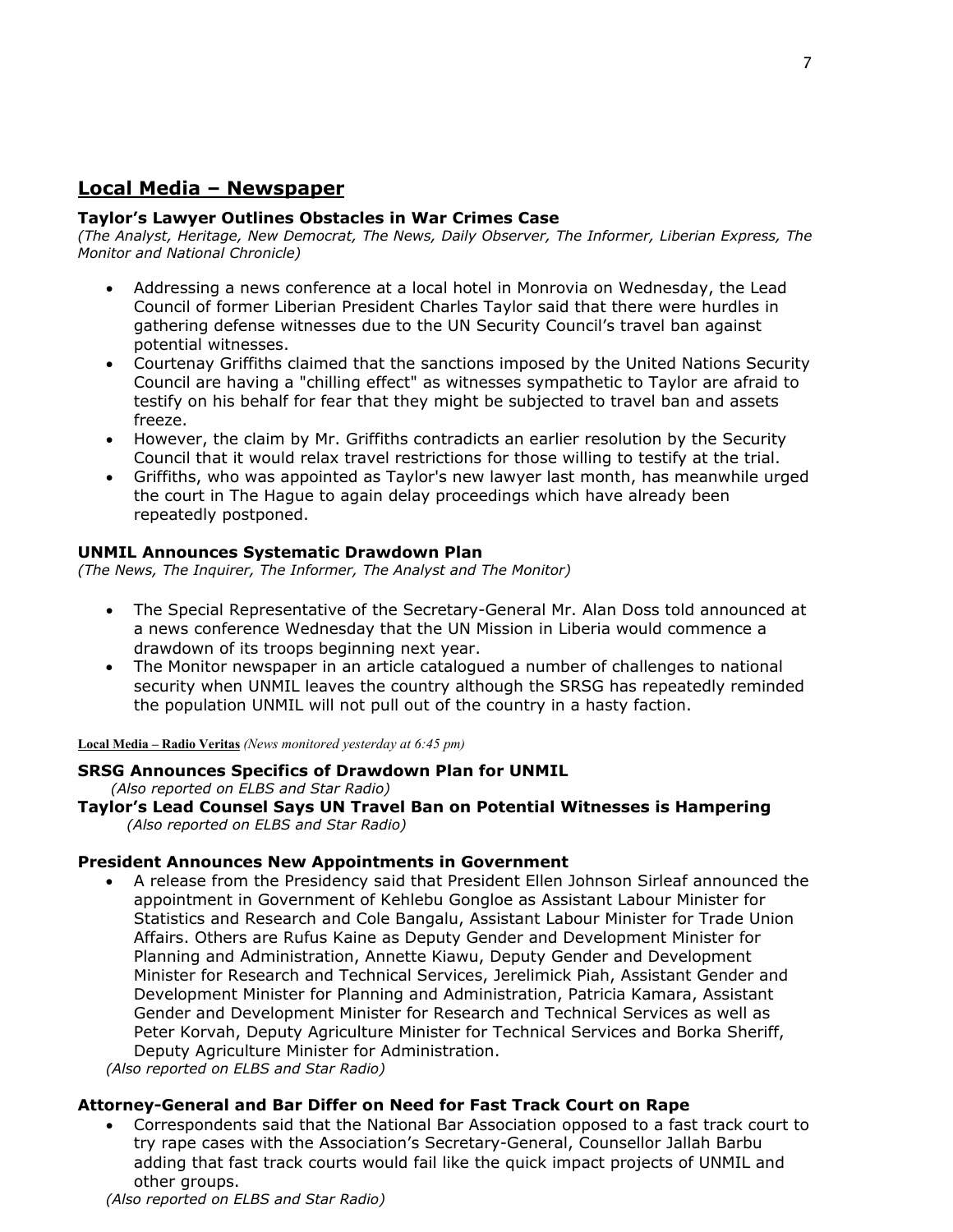## Local Media – Newspaper

### Taylor's Lawyer Outlines Obstacles in War Crimes Case

*(The Analyst, Heritage, New Democrat, The News, Daily Observer, The Informer, Liberian Express, The Monitor and National Chronicle)*

- Addressing a news conference at a local hotel in Monrovia on Wednesday, the Lead Council of former Liberian President Charles Taylor said that there were hurdles in gathering defense witnesses due to the UN Security Council's travel ban against potential witnesses.
- Courtenay Griffiths claimed that the sanctions imposed by the United Nations Security Council are having a "chilling effect" as witnesses sympathetic to Taylor are afraid to testify on his behalf for fear that they might be subjected to travel ban and assets freeze.
- However, the claim by Mr. Griffiths contradicts an earlier resolution by the Security Council that it would relax travel restrictions for those willing to testify at the trial.
- Griffiths, who was appointed as Taylor's new lawyer last month, has meanwhile urged the court in The Hague to again delay proceedings which have already been repeatedly postponed.

### UNMIL Announces Systematic Drawdown Plan

*(The News, The Inquirer, The Informer, The Analyst and The Monitor)*

- The Special Representative of the Secretary-General Mr. Alan Doss told announced at a news conference Wednesday that the UN Mission in Liberia would commence a drawdown of its troops beginning next year.
- The Monitor newspaper in an article catalogued a number of challenges to national security when UNMIL leaves the country although the SRSG has repeatedly reminded the population UNMIL will not pull out of the country in a hasty faction.

**Local Media – Radio Veritas** *(News monitored yesterday at 6:45 pm)*

### SRSG Announces Specifics of Drawdown Plan for UNMIL

*(Also reported on ELBS and Star Radio)*

### Taylor's Lead Counsel Says UN Travel Ban on Potential Witnesses is Hampering

*(Also reported on ELBS and Star Radio)*

### President Announces New Appointments in Government

- A release from the Presidency said that President Ellen Johnson Sirleaf announced the appointment in Government of Kehlebu Gongloe as Assistant Labour Minister for Statistics and Research and Cole Bangalu, Assistant Labour Minister for Trade Union Affairs. Others are Rufus Kaine as Deputy Gender and Development Minister for Planning and Administration, Annette Kiawu, Deputy Gender and Development Minister for Research and Technical Services, Jerelimick Piah, Assistant Gender and Development Minister for Planning and Administration, Patricia Kamara, Assistant Gender and Development Minister for Research and Technical Services as well as Peter Korvah, Deputy Agriculture Minister for Technical Services and Borka Sheriff, Deputy Agriculture Minister for Administration.

*(Also reported on ELBS and Star Radio)*

### Attorney-General and Bar Differ on Need for Fast Track Court on Rape

- Correspondents said that the National Bar Association opposed to a fast track court to try rape cases with the Association's Secretary-General, Counsellor Jallah Barbu adding that fast track courts would fail like the quick impact projects of UNMIL and other groups.

*(Also reported on ELBS and Star Radio)*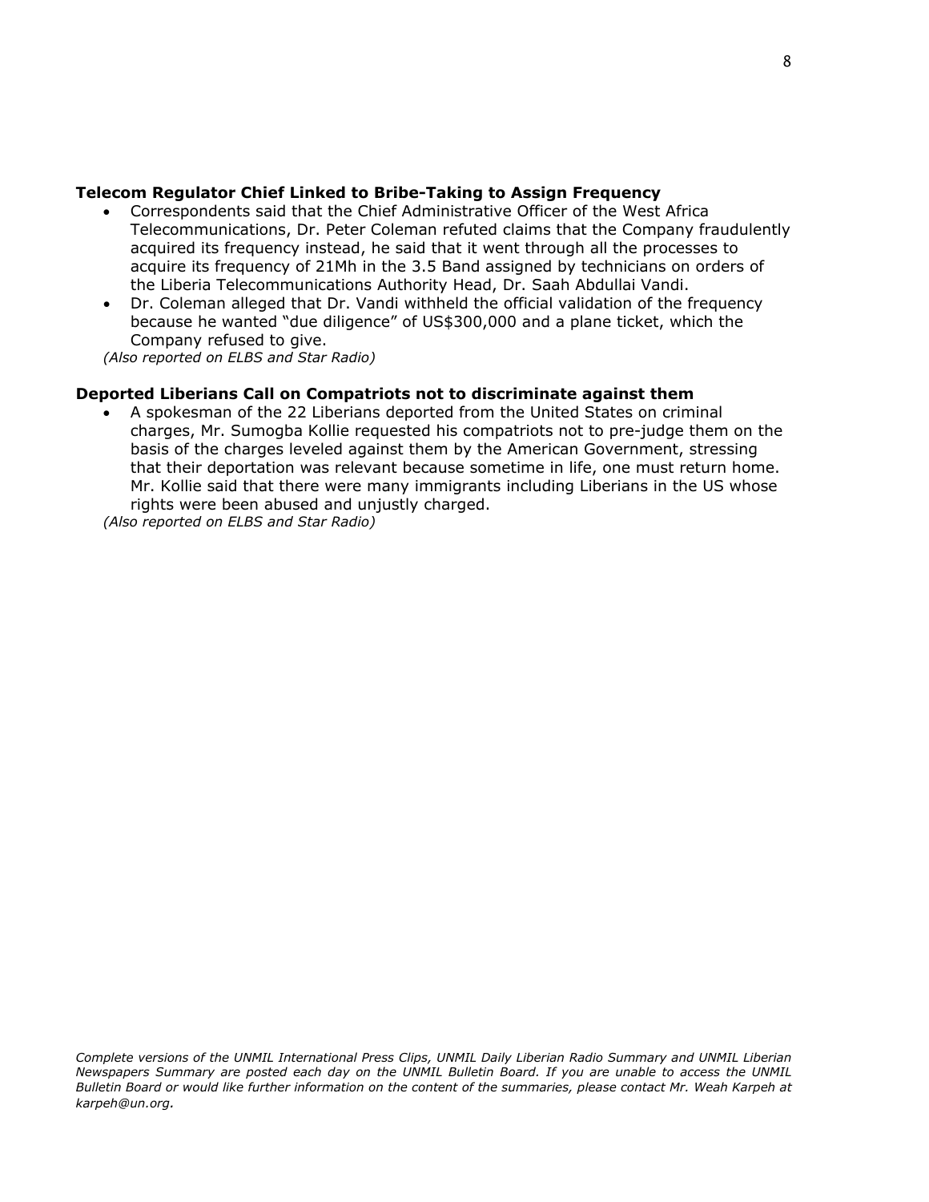**Telecom Regulator Chief Linked to Bribe-Taking to Assign Frequency**

- Correspondents said that the Chief Administrative Officer of the West Africa Telecommunications, Dr. Peter Coleman refuted claims that the Company fraudulently acquired its frequency instead, he said that it went through all the processes to acquire its frequency of 21Mh in the 3.5 Band assigned by technicians on orders of the Liberia Telecommunications Authority Head, Dr. Saah Abdullai Vandi.
- Dr. Coleman alleged that Dr. Vandi withheld the official validation of the frequency because he wanted "due diligence" of US$300,000 and a plane ticket, which the Company refused to give.

*(Also reported on ELBS and Star Radio)*

**Deported Liberians Call on Compatriots not to discriminate against them**

- A spokesman of the 22 Liberians deported from the United States on criminal charges, Mr. Sumogba Kollie requested his compatriots not to pre-judge them on the basis of the charges leveled against them by the American Government, stressing that their deportation was relevant because sometime in life, one must return home. Mr. Kollie said that there were many immigrants including Liberians in the US whose rights were been abused and unjustly charged.

*(Also reported on ELBS and Star Radio)*

*Complete versions of the UNMIL International Press Clips, UNMIL Daily Liberian Radio Summary and UNMIL Liberian Newspapers Summary are posted each day on the UNMIL Bulletin Board. If you are unable to access the UNMIL Bulletin Board or would like further information on the content of the summaries, please contact Mr. Weah Karpeh at karpeh@un.org.*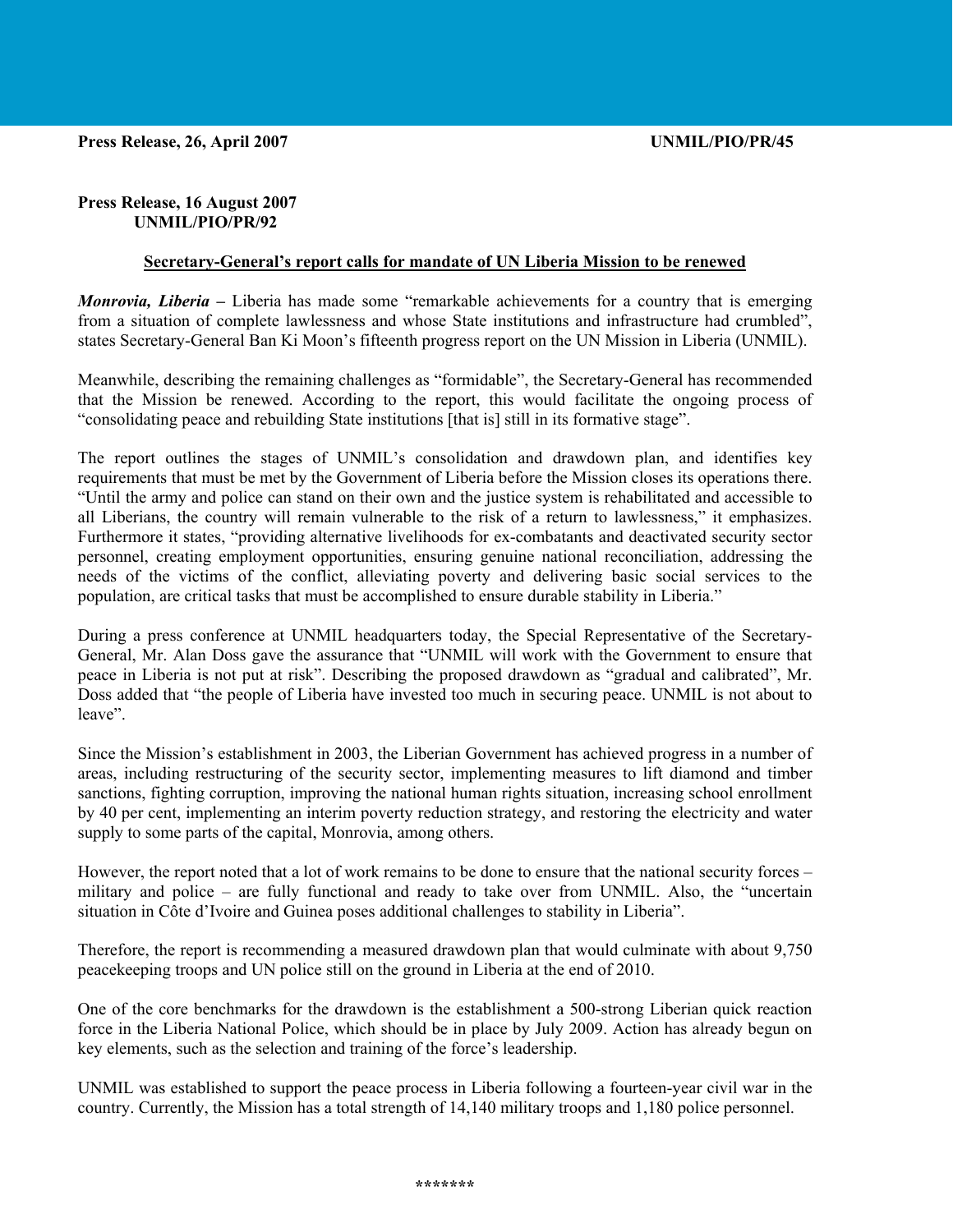**Press Release, 26, April 2007** **UNMIL/PIO/PR/45**

**Press Release, 16 August 2007**
**UNMIL/PIO/PR/92**

**<u>Secretary-General's report calls for mandate of UN Liberia Mission to be renewed</u>**

***Monrovia, Liberia* –** Liberia has made some "remarkable achievements for a country that is emerging from a situation of complete lawlessness and whose State institutions and infrastructure had crumbled", states Secretary-General Ban Ki Moon's fifteenth progress report on the UN Mission in Liberia (UNMIL).

Meanwhile, describing the remaining challenges as "formidable", the Secretary-General has recommended that the Mission be renewed. According to the report, this would facilitate the ongoing process of "consolidating peace and rebuilding State institutions [that is] still in its formative stage".

The report outlines the stages of UNMIL's consolidation and drawdown plan, and identifies key requirements that must be met by the Government of Liberia before the Mission closes its operations there. "Until the army and police can stand on their own and the justice system is rehabilitated and accessible to all Liberians, the country will remain vulnerable to the risk of a return to lawlessness," it emphasizes. Furthermore it states, "providing alternative livelihoods for ex-combatants and deactivated security sector personnel, creating employment opportunities, ensuring genuine national reconciliation, addressing the needs of the victims of the conflict, alleviating poverty and delivering basic social services to the population, are critical tasks that must be accomplished to ensure durable stability in Liberia."

During a press conference at UNMIL headquarters today, the Special Representative of the Secretary-General, Mr. Alan Doss gave the assurance that "UNMIL will work with the Government to ensure that peace in Liberia is not put at risk". Describing the proposed drawdown as "gradual and calibrated", Mr. Doss added that "the people of Liberia have invested too much in securing peace. UNMIL is not about to leave".

Since the Mission's establishment in 2003, the Liberian Government has achieved progress in a number of areas, including restructuring of the security sector, implementing measures to lift diamond and timber sanctions, fighting corruption, improving the national human rights situation, increasing school enrollment by 40 per cent, implementing an interim poverty reduction strategy, and restoring the electricity and water supply to some parts of the capital, Monrovia, among others.

However, the report noted that a lot of work remains to be done to ensure that the national security forces – military and police – are fully functional and ready to take over from UNMIL. Also, the "uncertain situation in Côte d'Ivoire and Guinea poses additional challenges to stability in Liberia".

Therefore, the report is recommending a measured drawdown plan that would culminate with about 9,750 peacekeeping troops and UN police still on the ground in Liberia at the end of 2010.

One of the core benchmarks for the drawdown is the establishment a 500-strong Liberian quick reaction force in the Liberia National Police, which should be in place by July 2009. Action has already begun on key elements, such as the selection and training of the force's leadership.

UNMIL was established to support the peace process in Liberia following a fourteen-year civil war in the country. Currently, the Mission has a total strength of 14,140 military troops and 1,180 police personnel.

*******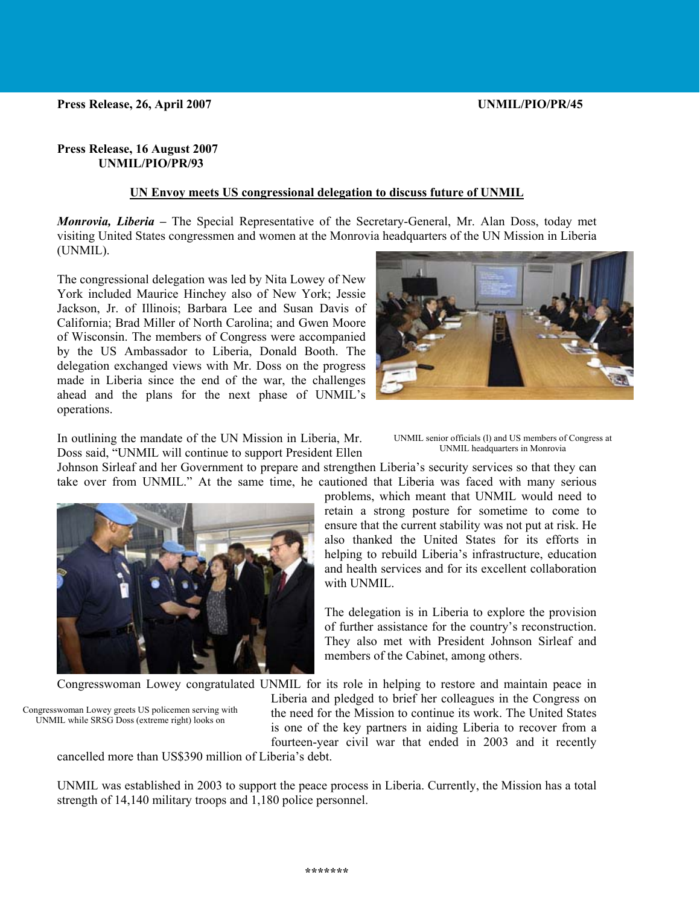**Press Release, 26, April 2007** **UNMIL/PIO/PR/45**

**Press Release, 16 August 2007**
**UNMIL/PIO/PR/93**

## UN Envoy meets US congressional delegation to discuss future of UNMIL

***Monrovia, Liberia*** **–** The Special Representative of the Secretary-General, Mr. Alan Doss, today met visiting United States congressmen and women at the Monrovia headquarters of the UN Mission in Liberia (UNMIL).

The congressional delegation was led by Nita Lowey of New York included Maurice Hinchey also of New York; Jessie Jackson, Jr. of Illinois; Barbara Lee and Susan Davis of California; Brad Miller of North Carolina; and Gwen Moore of Wisconsin. The members of Congress were accompanied by the US Ambassador to Liberia, Donald Booth. The delegation exchanged views with Mr. Doss on the progress made in Liberia since the end of the war, the challenges ahead and the plans for the next phase of UNMIL's operations.

UNMIL senior officials (l) and US members of Congress at UNMIL headquarters in Monrovia

In outlining the mandate of the UN Mission in Liberia, Mr. Doss said, "UNMIL will continue to support President Ellen Johnson Sirleaf and her Government to prepare and strengthen Liberia's security services so that they can take over from UNMIL." At the same time, he cautioned that Liberia was faced with many serious problems, which meant that UNMIL would need to retain a strong posture for sometime to come to ensure that the current stability was not put at risk. He also thanked the United States for its efforts in helping to rebuild Liberia's infrastructure, education and health services and for its excellent collaboration with UNMIL.

The delegation is in Liberia to explore the provision of further assistance for the country's reconstruction. They also met with President Johnson Sirleaf and members of the Cabinet, among others.

Congresswoman Lowey greets US policemen serving with UNMIL while SRSG Doss (extreme right) looks on

Congresswoman Lowey congratulated UNMIL for its role in helping to restore and maintain peace in Liberia and pledged to brief her colleagues in the Congress on the need for the Mission to continue its work. The United States is one of the key partners in aiding Liberia to recover from a fourteen-year civil war that ended in 2003 and it recently cancelled more than US$390 million of Liberia's debt.

UNMIL was established in 2003 to support the peace process in Liberia. Currently, the Mission has a total strength of 14,140 military troops and 1,180 police personnel.

*******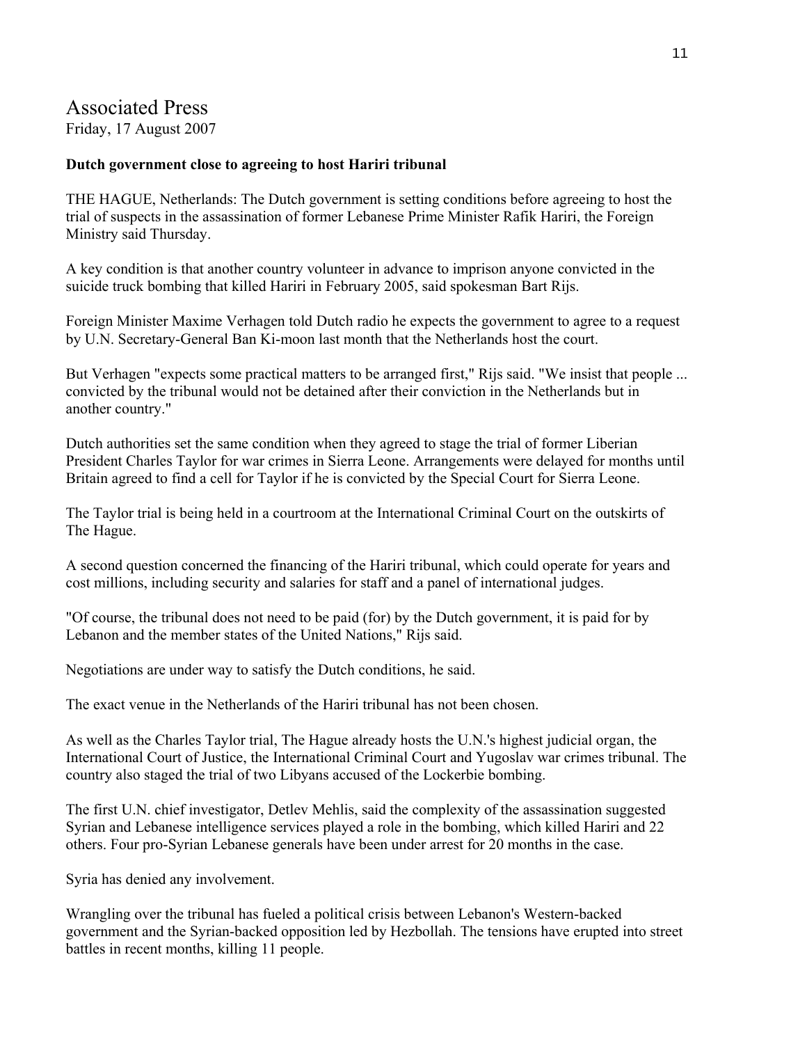# Associated Press

Friday, 17 August 2007

**Dutch government close to agreeing to host Hariri tribunal**

THE HAGUE, Netherlands: The Dutch government is setting conditions before agreeing to host the trial of suspects in the assassination of former Lebanese Prime Minister Rafik Hariri, the Foreign Ministry said Thursday.

A key condition is that another country volunteer in advance to imprison anyone convicted in the suicide truck bombing that killed Hariri in February 2005, said spokesman Bart Rijs.

Foreign Minister Maxime Verhagen told Dutch radio he expects the government to agree to a request by U.N. Secretary-General Ban Ki-moon last month that the Netherlands host the court.

But Verhagen "expects some practical matters to be arranged first," Rijs said. "We insist that people ... convicted by the tribunal would not be detained after their conviction in the Netherlands but in another country."

Dutch authorities set the same condition when they agreed to stage the trial of former Liberian President Charles Taylor for war crimes in Sierra Leone. Arrangements were delayed for months until Britain agreed to find a cell for Taylor if he is convicted by the Special Court for Sierra Leone.

The Taylor trial is being held in a courtroom at the International Criminal Court on the outskirts of The Hague.

A second question concerned the financing of the Hariri tribunal, which could operate for years and cost millions, including security and salaries for staff and a panel of international judges.

"Of course, the tribunal does not need to be paid (for) by the Dutch government, it is paid for by Lebanon and the member states of the United Nations," Rijs said.

Negotiations are under way to satisfy the Dutch conditions, he said.

The exact venue in the Netherlands of the Hariri tribunal has not been chosen.

As well as the Charles Taylor trial, The Hague already hosts the U.N.'s highest judicial organ, the International Court of Justice, the International Criminal Court and Yugoslav war crimes tribunal. The country also staged the trial of two Libyans accused of the Lockerbie bombing.

The first U.N. chief investigator, Detlev Mehlis, said the complexity of the assassination suggested Syrian and Lebanese intelligence services played a role in the bombing, which killed Hariri and 22 others. Four pro-Syrian Lebanese generals have been under arrest for 20 months in the case.

Syria has denied any involvement.

Wrangling over the tribunal has fueled a political crisis between Lebanon's Western-backed government and the Syrian-backed opposition led by Hezbollah. The tensions have erupted into street battles in recent months, killing 11 people.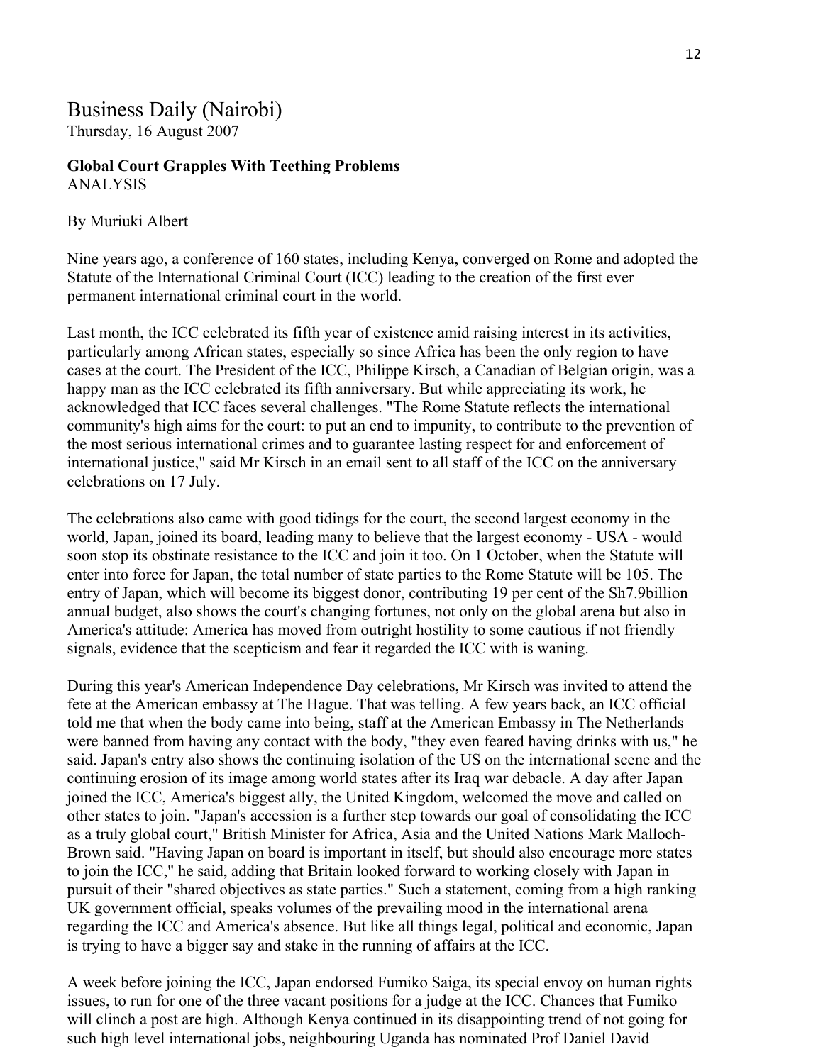# Business Daily (Nairobi)

Thursday, 16 August 2007

**Global Court Grapples With Teething Problems**
ANALYSIS

By Muriuki Albert

Nine years ago, a conference of 160 states, including Kenya, converged on Rome and adopted the Statute of the International Criminal Court (ICC) leading to the creation of the first ever permanent international criminal court in the world.

Last month, the ICC celebrated its fifth year of existence amid raising interest in its activities, particularly among African states, especially so since Africa has been the only region to have cases at the court. The President of the ICC, Philippe Kirsch, a Canadian of Belgian origin, was a happy man as the ICC celebrated its fifth anniversary. But while appreciating its work, he acknowledged that ICC faces several challenges. "The Rome Statute reflects the international community's high aims for the court: to put an end to impunity, to contribute to the prevention of the most serious international crimes and to guarantee lasting respect for and enforcement of international justice," said Mr Kirsch in an email sent to all staff of the ICC on the anniversary celebrations on 17 July.

The celebrations also came with good tidings for the court, the second largest economy in the world, Japan, joined its board, leading many to believe that the largest economy - USA - would soon stop its obstinate resistance to the ICC and join it too. On 1 October, when the Statute will enter into force for Japan, the total number of state parties to the Rome Statute will be 105. The entry of Japan, which will become its biggest donor, contributing 19 per cent of the Sh7.9billion annual budget, also shows the court's changing fortunes, not only on the global arena but also in America's attitude: America has moved from outright hostility to some cautious if not friendly signals, evidence that the scepticism and fear it regarded the ICC with is waning.

During this year's American Independence Day celebrations, Mr Kirsch was invited to attend the fete at the American embassy at The Hague. That was telling. A few years back, an ICC official told me that when the body came into being, staff at the American Embassy in The Netherlands were banned from having any contact with the body, "they even feared having drinks with us," he said. Japan's entry also shows the continuing isolation of the US on the international scene and the continuing erosion of its image among world states after its Iraq war debacle. A day after Japan joined the ICC, America's biggest ally, the United Kingdom, welcomed the move and called on other states to join. "Japan's accession is a further step towards our goal of consolidating the ICC as a truly global court," British Minister for Africa, Asia and the United Nations Mark Malloch-Brown said. "Having Japan on board is important in itself, but should also encourage more states to join the ICC," he said, adding that Britain looked forward to working closely with Japan in pursuit of their "shared objectives as state parties." Such a statement, coming from a high ranking UK government official, speaks volumes of the prevailing mood in the international arena regarding the ICC and America's absence. But like all things legal, political and economic, Japan is trying to have a bigger say and stake in the running of affairs at the ICC.

A week before joining the ICC, Japan endorsed Fumiko Saiga, its special envoy on human rights issues, to run for one of the three vacant positions for a judge at the ICC. Chances that Fumiko will clinch a post are high. Although Kenya continued in its disappointing trend of not going for such high level international jobs, neighbouring Uganda has nominated Prof Daniel David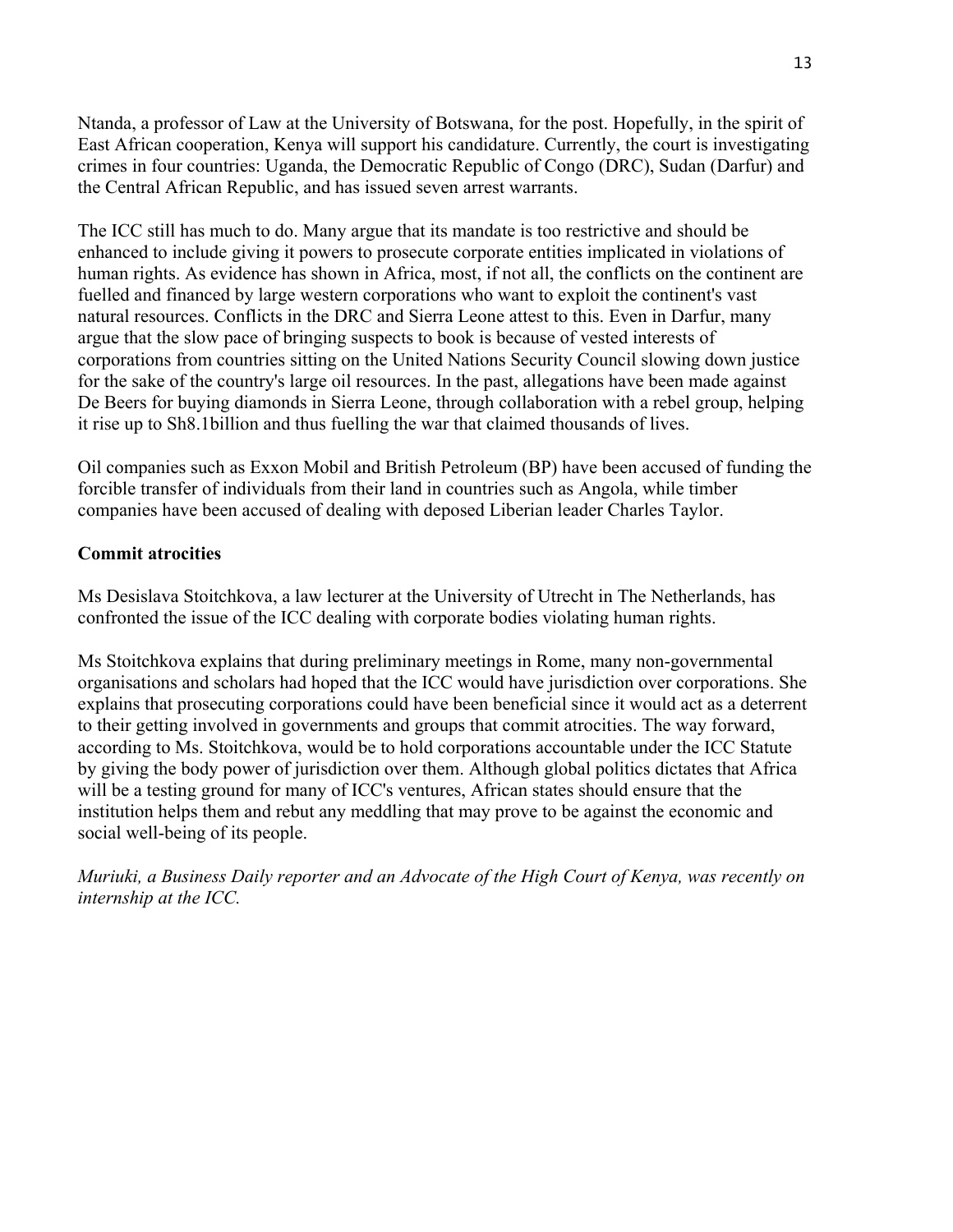Ntanda, a professor of Law at the University of Botswana, for the post. Hopefully, in the spirit of East African cooperation, Kenya will support his candidature. Currently, the court is investigating crimes in four countries: Uganda, the Democratic Republic of Congo (DRC), Sudan (Darfur) and the Central African Republic, and has issued seven arrest warrants.

The ICC still has much to do. Many argue that its mandate is too restrictive and should be enhanced to include giving it powers to prosecute corporate entities implicated in violations of human rights. As evidence has shown in Africa, most, if not all, the conflicts on the continent are fuelled and financed by large western corporations who want to exploit the continent's vast natural resources. Conflicts in the DRC and Sierra Leone attest to this. Even in Darfur, many argue that the slow pace of bringing suspects to book is because of vested interests of corporations from countries sitting on the United Nations Security Council slowing down justice for the sake of the country's large oil resources. In the past, allegations have been made against De Beers for buying diamonds in Sierra Leone, through collaboration with a rebel group, helping it rise up to Sh8.1billion and thus fuelling the war that claimed thousands of lives.

Oil companies such as Exxon Mobil and British Petroleum (BP) have been accused of funding the forcible transfer of individuals from their land in countries such as Angola, while timber companies have been accused of dealing with deposed Liberian leader Charles Taylor.

**Commit atrocities**

Ms Desislava Stoitchkova, a law lecturer at the University of Utrecht in The Netherlands, has confronted the issue of the ICC dealing with corporate bodies violating human rights.

Ms Stoitchkova explains that during preliminary meetings in Rome, many non-governmental organisations and scholars had hoped that the ICC would have jurisdiction over corporations. She explains that prosecuting corporations could have been beneficial since it would act as a deterrent to their getting involved in governments and groups that commit atrocities. The way forward, according to Ms. Stoitchkova, would be to hold corporations accountable under the ICC Statute by giving the body power of jurisdiction over them. Although global politics dictates that Africa will be a testing ground for many of ICC's ventures, African states should ensure that the institution helps them and rebut any meddling that may prove to be against the economic and social well-being of its people.

*Muriuki, a Business Daily reporter and an Advocate of the High Court of Kenya, was recently on internship at the ICC.*